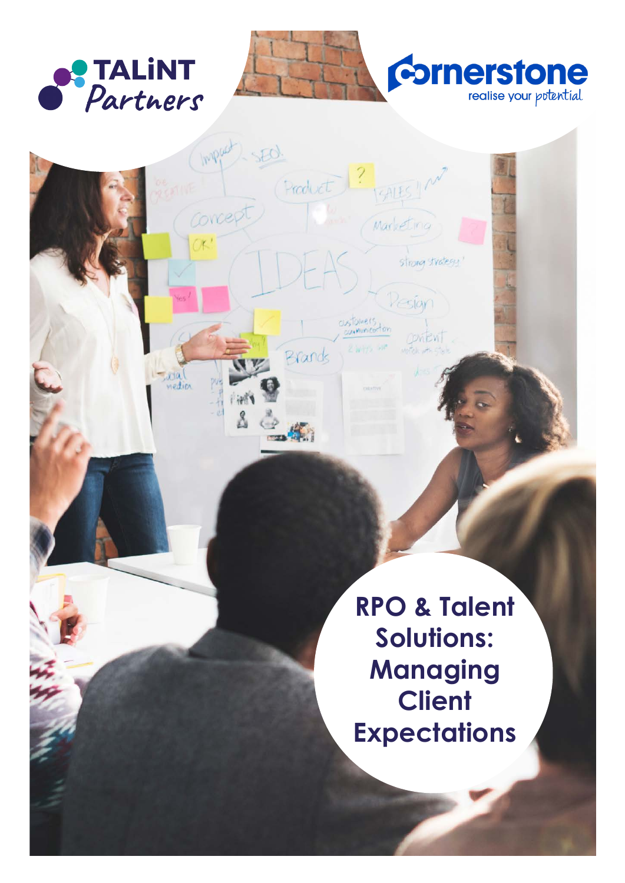TALiNT Partners

Cornerstone realise your potential

# RPO & Talent Solutions: Managing Client Expectations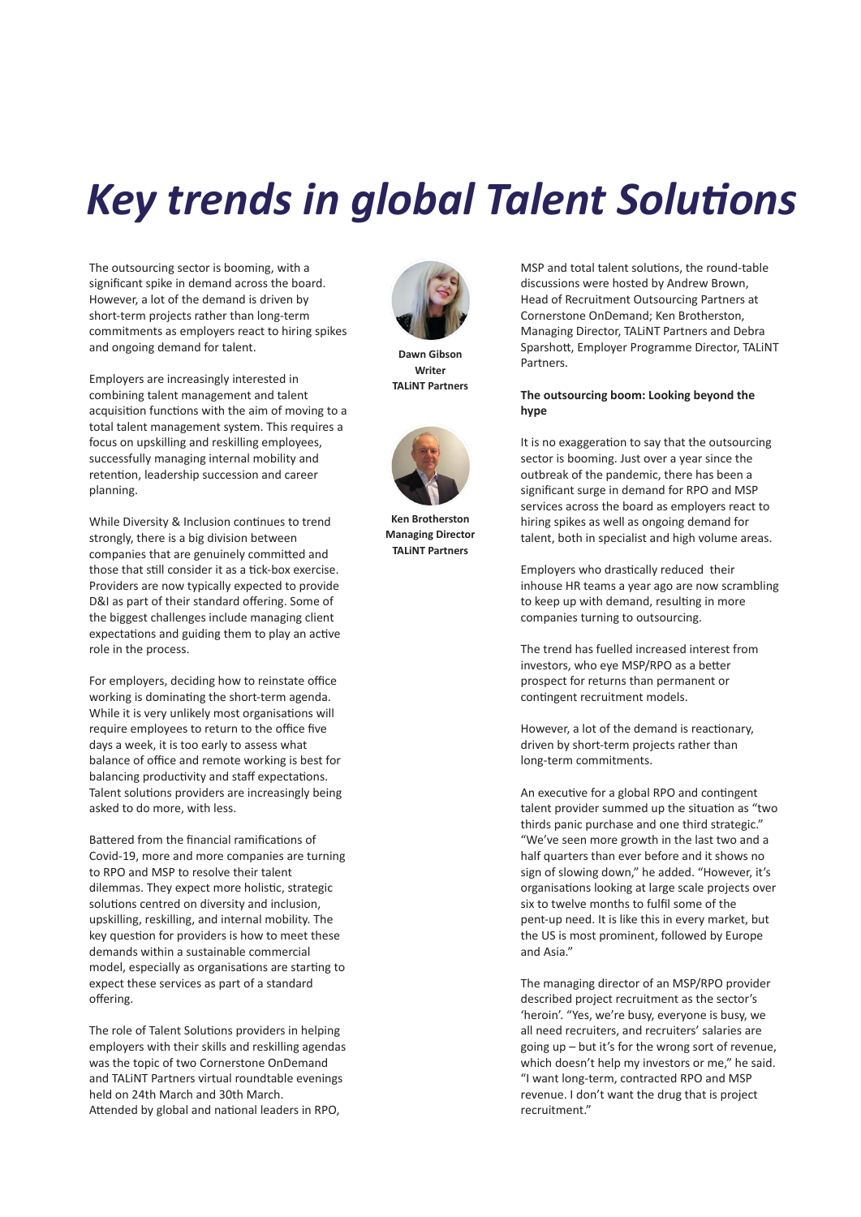# *Key trends in global Talent Solutions*

The outsourcing sector is booming, with a significant spike in demand across the board. However, a lot of the demand is driven by short-term projects rather than long-term commitments as employers react to hiring spikes and ongoing demand for talent.

Employers are increasingly interested in combining talent management and talent acquisition functions with the aim of moving to a total talent management system. This requires a focus on upskilling and reskilling employees, successfully managing internal mobility and retention, leadership succession and career planning.

While Diversity & Inclusion continues to trend strongly, there is a big division between companies that are genuinely committed and those that still consider it as a tick-box exercise. Providers are now typically expected to provide D&I as part of their standard offering. Some of the biggest challenges include managing client expectations and guiding them to play an active role in the process.

For employers, deciding how to reinstate office working is dominating the short-term agenda. While it is very unlikely most organisations will require employees to return to the office five days a week, it is too early to assess what balance of office and remote working is best for balancing productivity and staff expectations. Talent solutions providers are increasingly being asked to do more, with less.

Battered from the financial ramifications of Covid-19, more and more companies are turning to RPO and MSP to resolve their talent dilemmas. They expect more holistic, strategic solutions centred on diversity and inclusion, upskilling, reskilling, and internal mobility. The key question for providers is how to meet these demands within a sustainable commercial model, especially as organisations are starting to expect these services as part of a standard offering.

The role of Talent Solutions providers in helping employers with their skills and reskilling agendas was the topic of two Cornerstone OnDemand and TALiNT Partners virtual roundtable evenings held on 24th March and 30th March. Attended by global and national leaders in RPO, MSP and total talent solutions, the round-table discussions were hosted by Andrew Brown, Head of Recruitment Outsourcing Partners at Cornerstone OnDemand; Ken Brotherston, Managing Director, TALiNT Partners and Debra Sparshott, Employer Programme Director, TALiNT Partners.

**Dawn Gibson**
**Writer**
**TALiNT Partners**

**Ken Brotherston**
**Managing Director**
**TALiNT Partners**

**The outsourcing boom: Looking beyond the hype**

It is no exaggeration to say that the outsourcing sector is booming. Just over a year since the outbreak of the pandemic, there has been a significant surge in demand for RPO and MSP services across the board as employers react to hiring spikes as well as ongoing demand for talent, both in specialist and high volume areas.

Employers who drastically reduced their inhouse HR teams a year ago are now scrambling to keep up with demand, resulting in more companies turning to outsourcing.

The trend has fuelled increased interest from investors, who eye MSP/RPO as a better prospect for returns than permanent or contingent recruitment models.

However, a lot of the demand is reactionary, driven by short-term projects rather than long-term commitments.

An executive for a global RPO and contingent talent provider summed up the situation as "two thirds panic purchase and one third strategic." "We've seen more growth in the last two and a half quarters than ever before and it shows no sign of slowing down," he added. "However, it's organisations looking at large scale projects over six to twelve months to fulfil some of the pent-up need. It is like this in every market, but the US is most prominent, followed by Europe and Asia."

The managing director of an MSP/RPO provider described project recruitment as the sector's 'heroin'. "Yes, we're busy, everyone is busy, we all need recruiters, and recruiters' salaries are going up – but it's for the wrong sort of revenue, which doesn't help my investors or me," he said. "I want long-term, contracted RPO and MSP revenue. I don't want the drug that is project recruitment."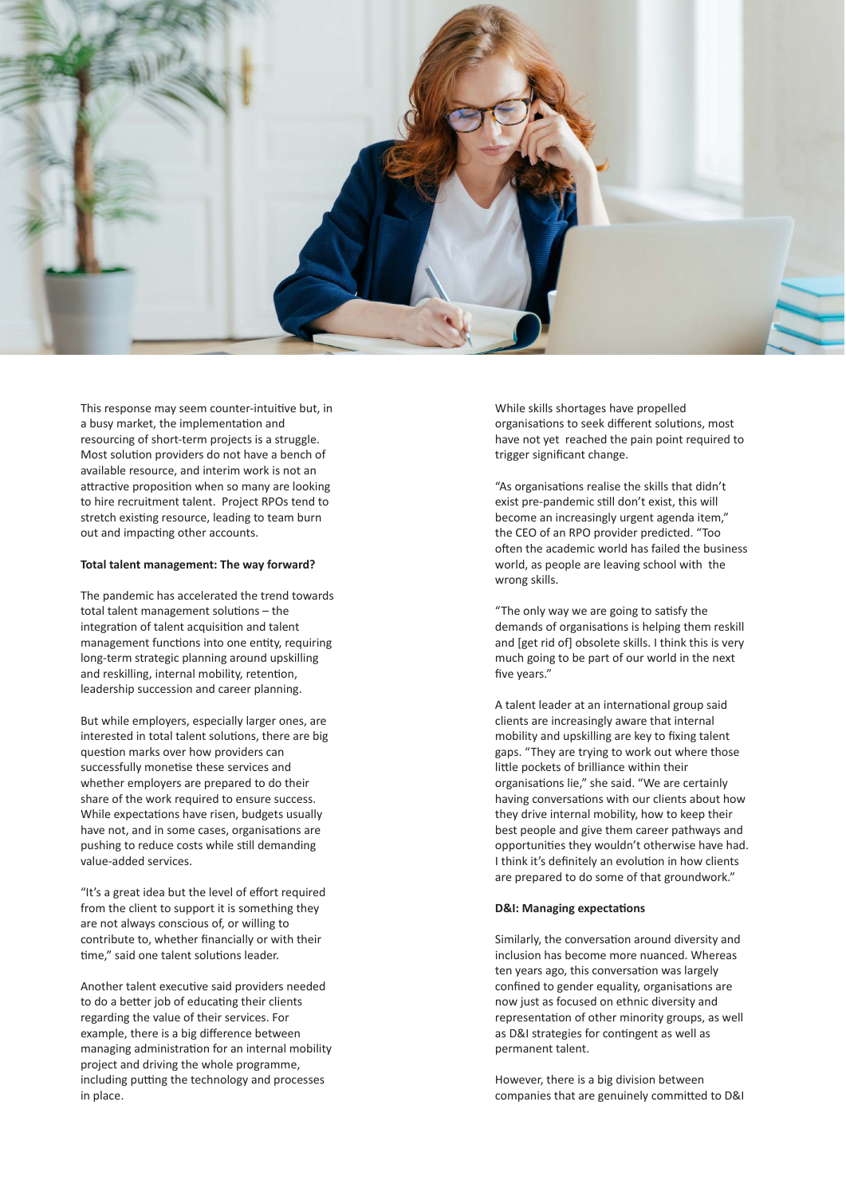This response may seem counter-intuitive but, in a busy market, the implementation and resourcing of short-term projects is a struggle. Most solution providers do not have a bench of available resource, and interim work is not an attractive proposition when so many are looking to hire recruitment talent. Project RPOs tend to stretch existing resource, leading to team burn out and impacting other accounts.

**Total talent management: The way forward?**

The pandemic has accelerated the trend towards total talent management solutions – the integration of talent acquisition and talent management functions into one entity, requiring long-term strategic planning around upskilling and reskilling, internal mobility, retention, leadership succession and career planning.

But while employers, especially larger ones, are interested in total talent solutions, there are big question marks over how providers can successfully monetise these services and whether employers are prepared to do their share of the work required to ensure success. While expectations have risen, budgets usually have not, and in some cases, organisations are pushing to reduce costs while still demanding value-added services.

"It's a great idea but the level of effort required from the client to support it is something they are not always conscious of, or willing to contribute to, whether financially or with their time," said one talent solutions leader.

Another talent executive said providers needed to do a better job of educating their clients regarding the value of their services. For example, there is a big difference between managing administration for an internal mobility project and driving the whole programme, including putting the technology and processes in place.

While skills shortages have propelled organisations to seek different solutions, most have not yet reached the pain point required to trigger significant change.

"As organisations realise the skills that didn't exist pre-pandemic still don't exist, this will become an increasingly urgent agenda item," the CEO of an RPO provider predicted. "Too often the academic world has failed the business world, as people are leaving school with the wrong skills.

"The only way we are going to satisfy the demands of organisations is helping them reskill and [get rid of] obsolete skills. I think this is very much going to be part of our world in the next five years."

A talent leader at an international group said clients are increasingly aware that internal mobility and upskilling are key to fixing talent gaps. "They are trying to work out where those little pockets of brilliance within their organisations lie," she said. "We are certainly having conversations with our clients about how they drive internal mobility, how to keep their best people and give them career pathways and opportunities they wouldn't otherwise have had. I think it's definitely an evolution in how clients are prepared to do some of that groundwork."

**D&I: Managing expectations**

Similarly, the conversation around diversity and inclusion has become more nuanced. Whereas ten years ago, this conversation was largely confined to gender equality, organisations are now just as focused on ethnic diversity and representation of other minority groups, as well as D&I strategies for contingent as well as permanent talent.

However, there is a big division between companies that are genuinely committed to D&I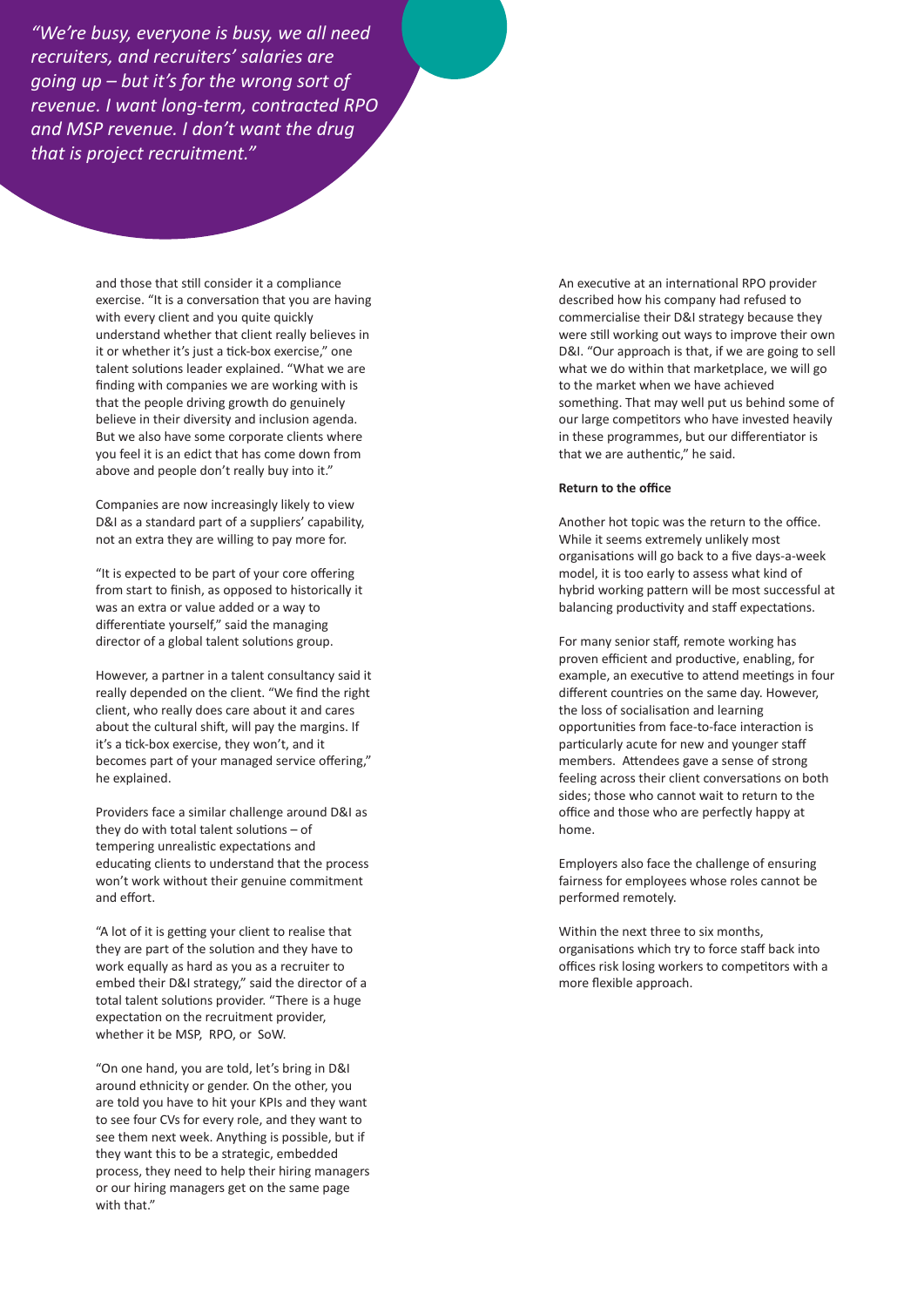> *"We're busy, everyone is busy, we all need recruiters, and recruiters' salaries are going up – but it's for the wrong sort of revenue. I want long-term, contracted RPO and MSP revenue. I don't want the drug that is project recruitment."*

and those that still consider it a compliance exercise. "It is a conversation that you are having with every client and you quite quickly understand whether that client really believes in it or whether it's just a tick-box exercise," one talent solutions leader explained. "What we are finding with companies we are working with is that the people driving growth do genuinely believe in their diversity and inclusion agenda. But we also have some corporate clients where you feel it is an edict that has come down from above and people don't really buy into it."

Companies are now increasingly likely to view D&I as a standard part of a suppliers' capability, not an extra they are willing to pay more for.

"It is expected to be part of your core offering from start to finish, as opposed to historically it was an extra or value added or a way to differentiate yourself," said the managing director of a global talent solutions group.

However, a partner in a talent consultancy said it really depended on the client. "We find the right client, who really does care about it and cares about the cultural shift, will pay the margins. If it's a tick-box exercise, they won't, and it becomes part of your managed service offering," he explained.

Providers face a similar challenge around D&I as they do with total talent solutions – of tempering unrealistic expectations and educating clients to understand that the process won't work without their genuine commitment and effort.

"A lot of it is getting your client to realise that they are part of the solution and they have to work equally as hard as you as a recruiter to embed their D&I strategy," said the director of a total talent solutions provider. "There is a huge expectation on the recruitment provider, whether it be MSP, RPO, or SoW.

"On one hand, you are told, let's bring in D&I around ethnicity or gender. On the other, you are told you have to hit your KPIs and they want to see four CVs for every role, and they want to see them next week. Anything is possible, but if they want this to be a strategic, embedded process, they need to help their hiring managers or our hiring managers get on the same page with that."

An executive at an international RPO provider described how his company had refused to commercialise their D&I strategy because they were still working out ways to improve their own D&I. "Our approach is that, if we are going to sell what we do within that marketplace, we will go to the market when we have achieved something. That may well put us behind some of our large competitors who have invested heavily in these programmes, but our differentiator is that we are authentic," he said.

**Return to the office**

Another hot topic was the return to the office. While it seems extremely unlikely most organisations will go back to a five days-a-week model, it is too early to assess what kind of hybrid working pattern will be most successful at balancing productivity and staff expectations.

For many senior staff, remote working has proven efficient and productive, enabling, for example, an executive to attend meetings in four different countries on the same day. However, the loss of socialisation and learning opportunities from face-to-face interaction is particularly acute for new and younger staff members. Attendees gave a sense of strong feeling across their client conversations on both sides; those who cannot wait to return to the office and those who are perfectly happy at home.

Employers also face the challenge of ensuring fairness for employees whose roles cannot be performed remotely.

Within the next three to six months, organisations which try to force staff back into offices risk losing workers to competitors with a more flexible approach.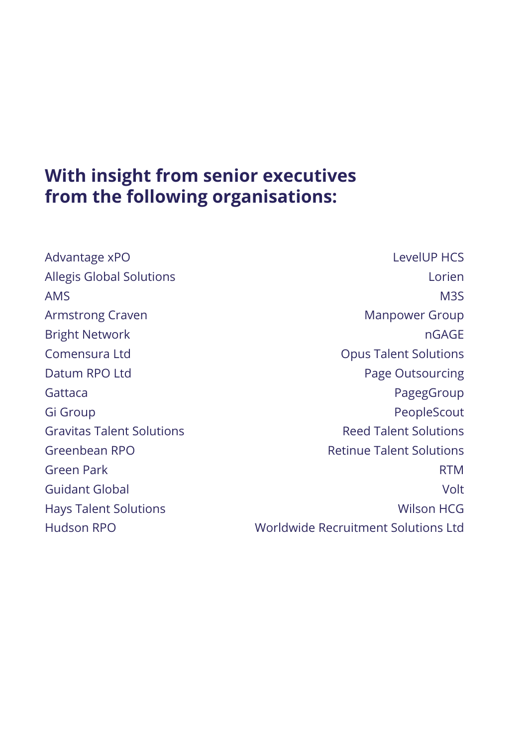## With insight from senior executives from the following organisations:

Advantage xPO
Allegis Global Solutions
AMS
Armstrong Craven
Bright Network
Comensura Ltd
Datum RPO Ltd
Gattaca
Gi Group
Gravitas Talent Solutions
Greenbean RPO
Green Park
Guidant Global
Hays Talent Solutions
Hudson RPO
LevelUP HCS
Lorien
M3S
Manpower Group
nGAGE
Opus Talent Solutions
Page Outsourcing
PagegGroup
PeopleScout
Reed Talent Solutions
Retinue Talent Solutions
RTM
Volt
Wilson HCG
Worldwide Recruitment Solutions Ltd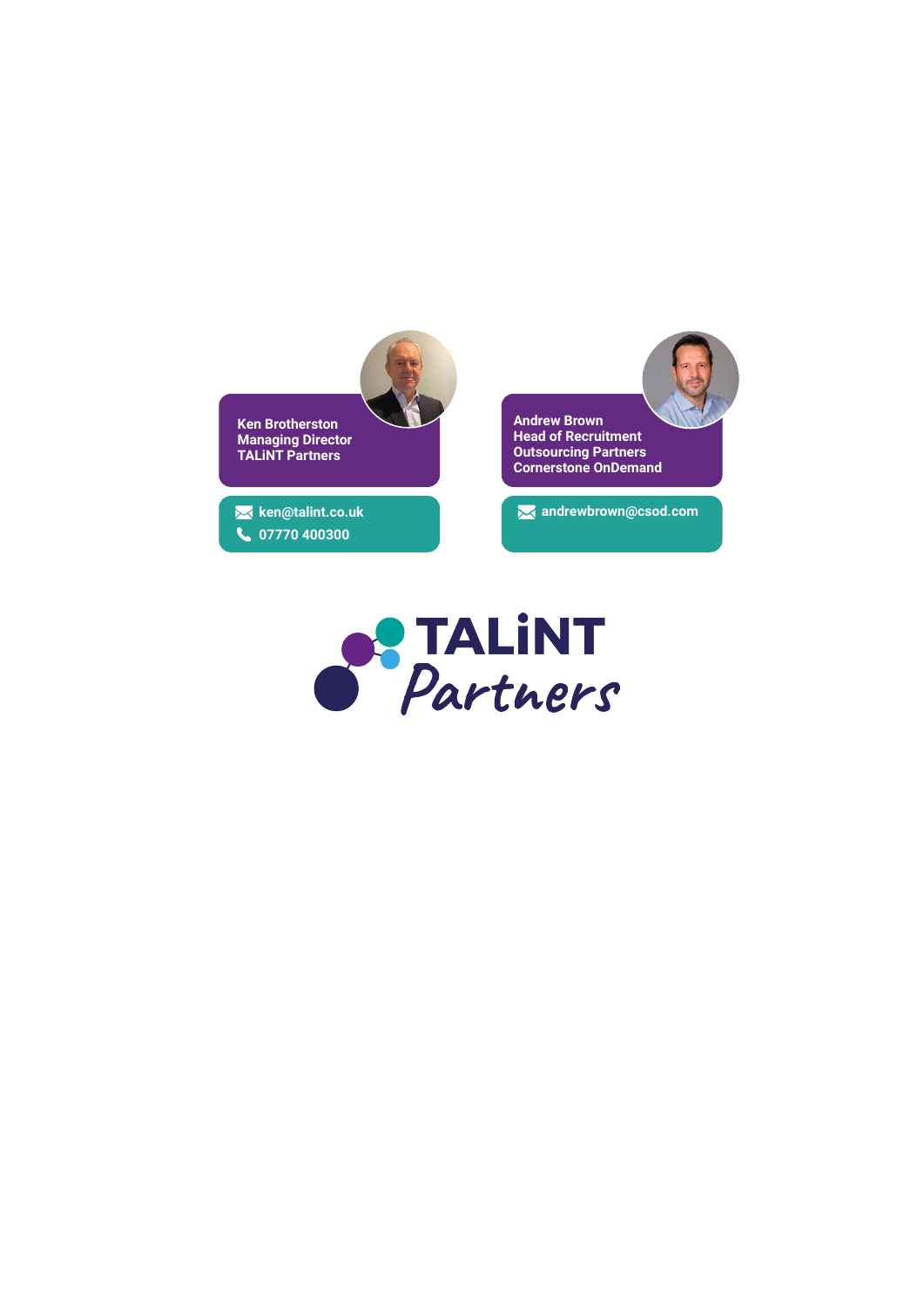Ken Brotherston
Managing Director
TALiNT Partners

ken@talint.co.uk
07770 400300

Andrew Brown
Head of Recruitment
Outsourcing Partners
Cornerstone OnDemand

andrewbrown@csod.com

TALiNT Partners